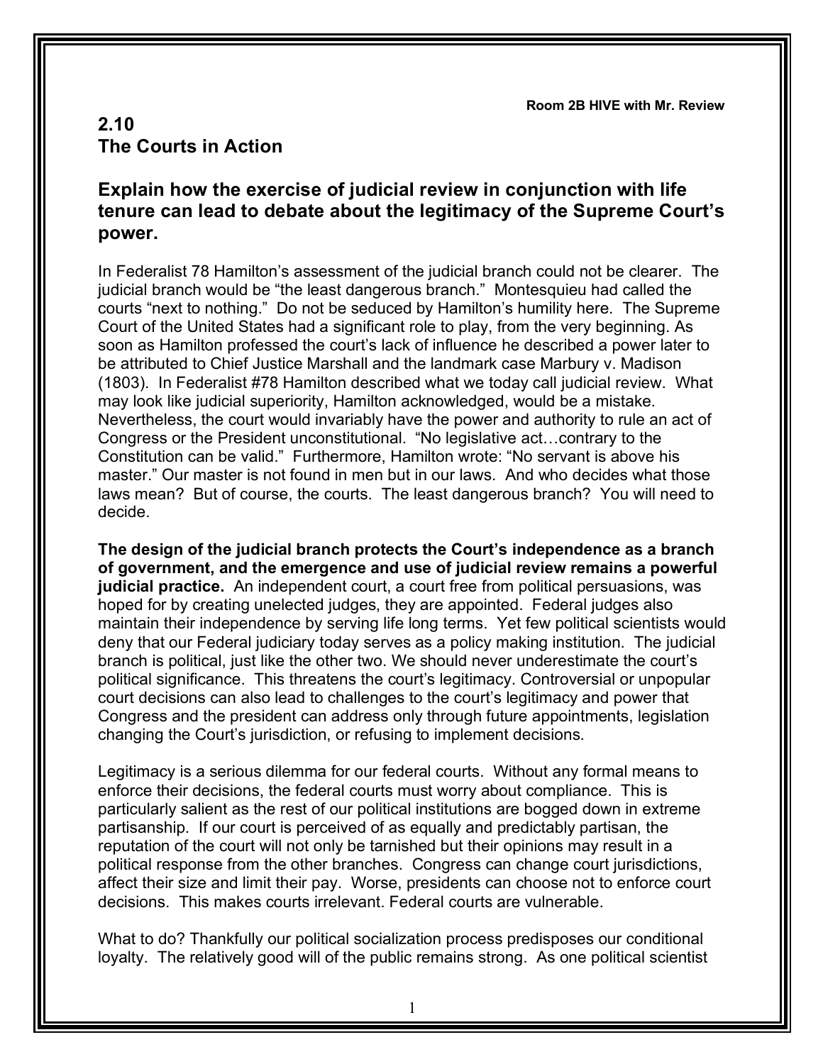Room 2B HIVE with Mr. Review

# 2.10
# The Courts in Action

## Explain how the exercise of judicial review in conjunction with life tenure can lead to debate about the legitimacy of the Supreme Court's power.

In Federalist 78 Hamilton's assessment of the judicial branch could not be clearer. The judicial branch would be "the least dangerous branch." Montesquieu had called the courts "next to nothing." Do not be seduced by Hamilton's humility here. The Supreme Court of the United States had a significant role to play, from the very beginning. As soon as Hamilton professed the court's lack of influence he described a power later to be attributed to Chief Justice Marshall and the landmark case Marbury v. Madison (1803). In Federalist #78 Hamilton described what we today call judicial review. What may look like judicial superiority, Hamilton acknowledged, would be a mistake. Nevertheless, the court would invariably have the power and authority to rule an act of Congress or the President unconstitutional. "No legislative act…contrary to the Constitution can be valid." Furthermore, Hamilton wrote: "No servant is above his master." Our master is not found in men but in our laws. And who decides what those laws mean? But of course, the courts. The least dangerous branch? You will need to decide.

**The design of the judicial branch protects the Court's independence as a branch of government, and the emergence and use of judicial review remains a powerful judicial practice.** An independent court, a court free from political persuasions, was hoped for by creating unelected judges, they are appointed. Federal judges also maintain their independence by serving life long terms. Yet few political scientists would deny that our Federal judiciary today serves as a policy making institution. The judicial branch is political, just like the other two. We should never underestimate the court's political significance. This threatens the court's legitimacy. Controversial or unpopular court decisions can also lead to challenges to the court's legitimacy and power that Congress and the president can address only through future appointments, legislation changing the Court's jurisdiction, or refusing to implement decisions.

Legitimacy is a serious dilemma for our federal courts. Without any formal means to enforce their decisions, the federal courts must worry about compliance. This is particularly salient as the rest of our political institutions are bogged down in extreme partisanship. If our court is perceived of as equally and predictably partisan, the reputation of the court will not only be tarnished but their opinions may result in a political response from the other branches. Congress can change court jurisdictions, affect their size and limit their pay. Worse, presidents can choose not to enforce court decisions. This makes courts irrelevant. Federal courts are vulnerable.

What to do? Thankfully our political socialization process predisposes our conditional loyalty. The relatively good will of the public remains strong. As one political scientist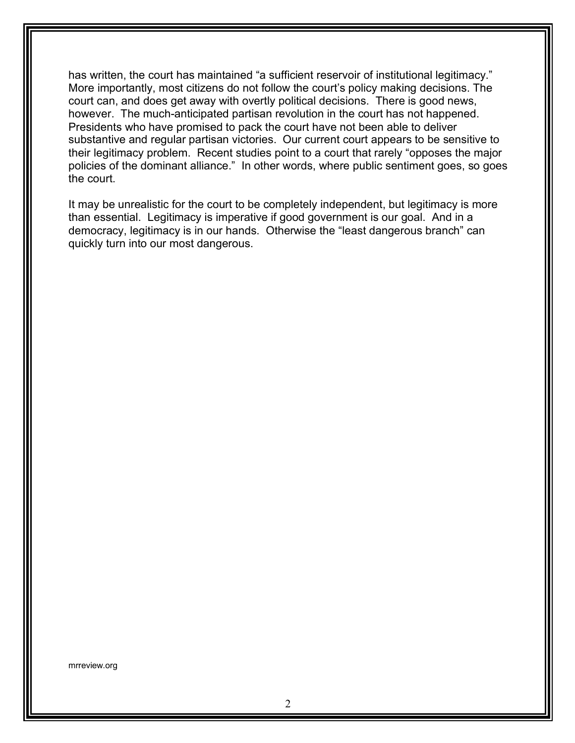has written, the court has maintained "a sufficient reservoir of institutional legitimacy." More importantly, most citizens do not follow the court's policy making decisions. The court can, and does get away with overtly political decisions. There is good news, however. The much-anticipated partisan revolution in the court has not happened. Presidents who have promised to pack the court have not been able to deliver substantive and regular partisan victories. Our current court appears to be sensitive to their legitimacy problem. Recent studies point to a court that rarely "opposes the major policies of the dominant alliance." In other words, where public sentiment goes, so goes the court.

It may be unrealistic for the court to be completely independent, but legitimacy is more than essential. Legitimacy is imperative if good government is our goal. And in a democracy, legitimacy is in our hands. Otherwise the "least dangerous branch" can quickly turn into our most dangerous.

mrreview.org